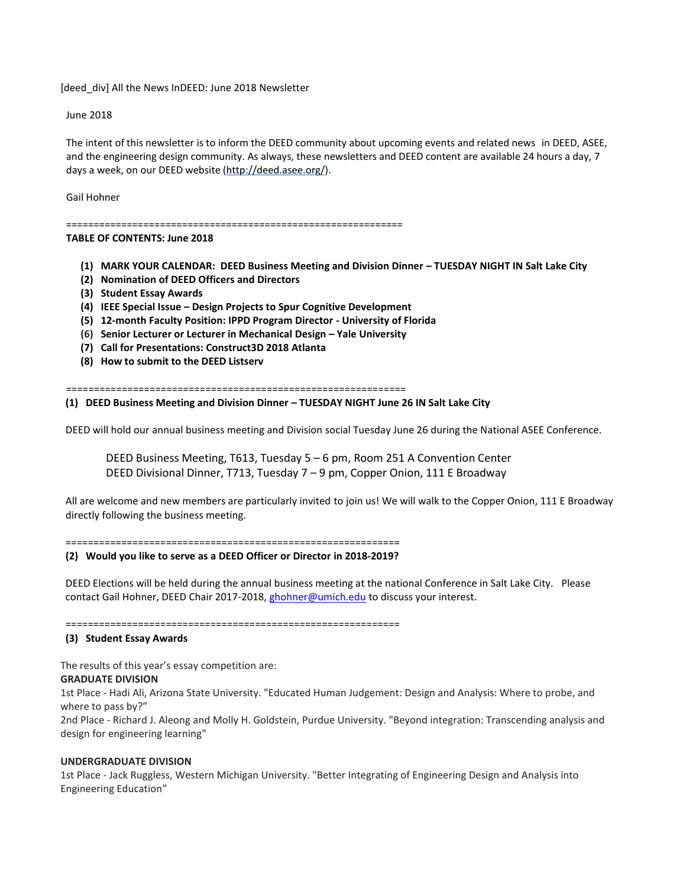[deed_div] All the News InDEED: June 2018 Newsletter

June 2018

The intent of this newsletter is to inform the DEED community about upcoming events and related news in DEED, ASEE, and the engineering design community. As always, these newsletters and DEED content are available 24 hours a day, 7 days a week, on our DEED website (http://deed.asee.org/).

Gail Hohner

============================================================

**TABLE OF CONTENTS: June 2018**

1. **MARK YOUR CALENDAR: DEED Business Meeting and Division Dinner – TUESDAY NIGHT IN Salt Lake City**
2. **Nomination of DEED Officers and Directors**
3. **Student Essay Awards**
4. **IEEE Special Issue – Design Projects to Spur Cognitive Development**
5. **12-month Faculty Position: IPPD Program Director - University of Florida**
6. **Senior Lecturer or Lecturer in Mechanical Design – Yale University**
7. **Call for Presentations: Construct3D 2018 Atlanta**
8. **How to submit to the DEED Listserv**

============================================================

**(1) DEED Business Meeting and Division Dinner – TUESDAY NIGHT June 26 IN Salt Lake City**

DEED will hold our annual business meeting and Division social Tuesday June 26 during the National ASEE Conference.

DEED Business Meeting, T613, Tuesday 5 – 6 pm, Room 251 A Convention Center
DEED Divisional Dinner, T713, Tuesday 7 – 9 pm, Copper Onion, 111 E Broadway

All are welcome and new members are particularly invited to join us! We will walk to the Copper Onion, 111 E Broadway directly following the business meeting.

============================================================

**(2) Would you like to serve as a DEED Officer or Director in 2018-2019?**

DEED Elections will be held during the annual business meeting at the national Conference in Salt Lake City. Please contact Gail Hohner, DEED Chair 2017-2018, ghohner@umich.edu to discuss your interest.

============================================================

**(3) Student Essay Awards**

The results of this year's essay competition are:

**GRADUATE DIVISION**

1st Place - Hadi Ali, Arizona State University. "Educated Human Judgement: Design and Analysis: Where to probe, and where to pass by?"

2nd Place - Richard J. Aleong and Molly H. Goldstein, Purdue University. "Beyond integration: Transcending analysis and design for engineering learning"

**UNDERGRADUATE DIVISION**

1st Place - Jack Ruggless, Western Michigan University. "Better Integrating of Engineering Design and Analysis into Engineering Education"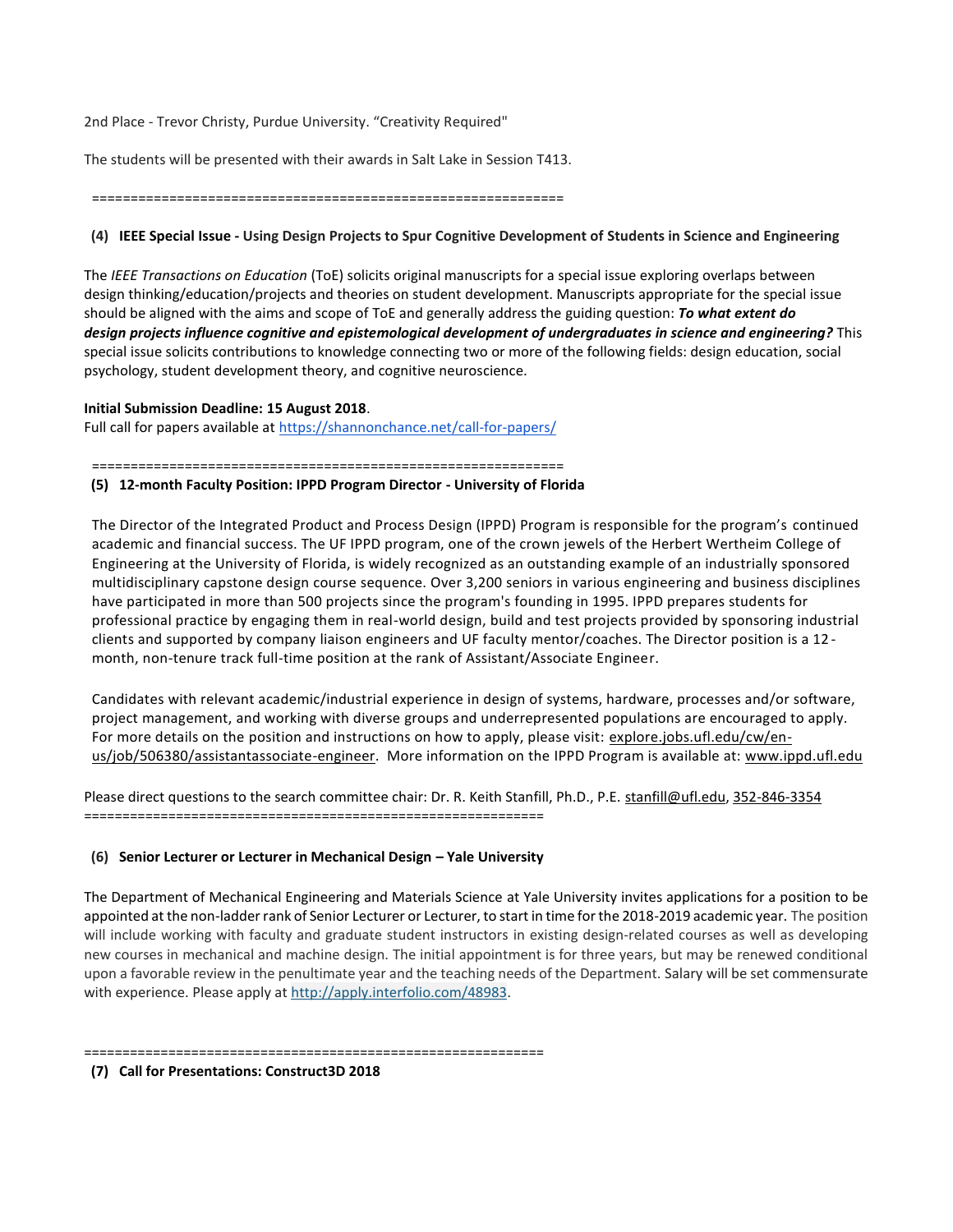2nd Place - Trevor Christy, Purdue University. "Creativity Required"

The students will be presented with their awards in Salt Lake in Session T413.

=============================================================

**(4) IEEE Special Issue - Using Design Projects to Spur Cognitive Development of Students in Science and Engineering**

The *IEEE Transactions on Education* (ToE) solicits original manuscripts for a special issue exploring overlaps between design thinking/education/projects and theories on student development. Manuscripts appropriate for the special issue should be aligned with the aims and scope of ToE and generally address the guiding question: ***To what extent do design projects influence cognitive and epistemological development of undergraduates in science and engineering?*** This special issue solicits contributions to knowledge connecting two or more of the following fields: design education, social psychology, student development theory, and cognitive neuroscience.

**Initial Submission Deadline: 15 August 2018**.
Full call for papers available at https://shannonchance.net/call-for-papers/

=============================================================

**(5) 12-month Faculty Position: IPPD Program Director - University of Florida**

The Director of the Integrated Product and Process Design (IPPD) Program is responsible for the program's continued academic and financial success. The UF IPPD program, one of the crown jewels of the Herbert Wertheim College of Engineering at the University of Florida, is widely recognized as an outstanding example of an industrially sponsored multidisciplinary capstone design course sequence. Over 3,200 seniors in various engineering and business disciplines have participated in more than 500 projects since the program's founding in 1995. IPPD prepares students for professional practice by engaging them in real-world design, build and test projects provided by sponsoring industrial clients and supported by company liaison engineers and UF faculty mentor/coaches. The Director position is a 12-month, non-tenure track full-time position at the rank of Assistant/Associate Engineer.

Candidates with relevant academic/industrial experience in design of systems, hardware, processes and/or software, project management, and working with diverse groups and underrepresented populations are encouraged to apply. For more details on the position and instructions on how to apply, please visit: explore.jobs.ufl.edu/cw/en-us/job/506380/assistantassociate-engineer. More information on the IPPD Program is available at: www.ippd.ufl.edu

Please direct questions to the search committee chair: Dr. R. Keith Stanfill, Ph.D., P.E. stanfill@ufl.edu, 352-846-3354

=============================================================

**(6) Senior Lecturer or Lecturer in Mechanical Design – Yale University**

The Department of Mechanical Engineering and Materials Science at Yale University invites applications for a position to be appointed at the non-ladder rank of Senior Lecturer or Lecturer, to start in time for the 2018-2019 academic year. The position will include working with faculty and graduate student instructors in existing design-related courses as well as developing new courses in mechanical and machine design. The initial appointment is for three years, but may be renewed conditional upon a favorable review in the penultimate year and the teaching needs of the Department. Salary will be set commensurate with experience. Please apply at http://apply.interfolio.com/48983.

=============================================================

**(7) Call for Presentations: Construct3D 2018**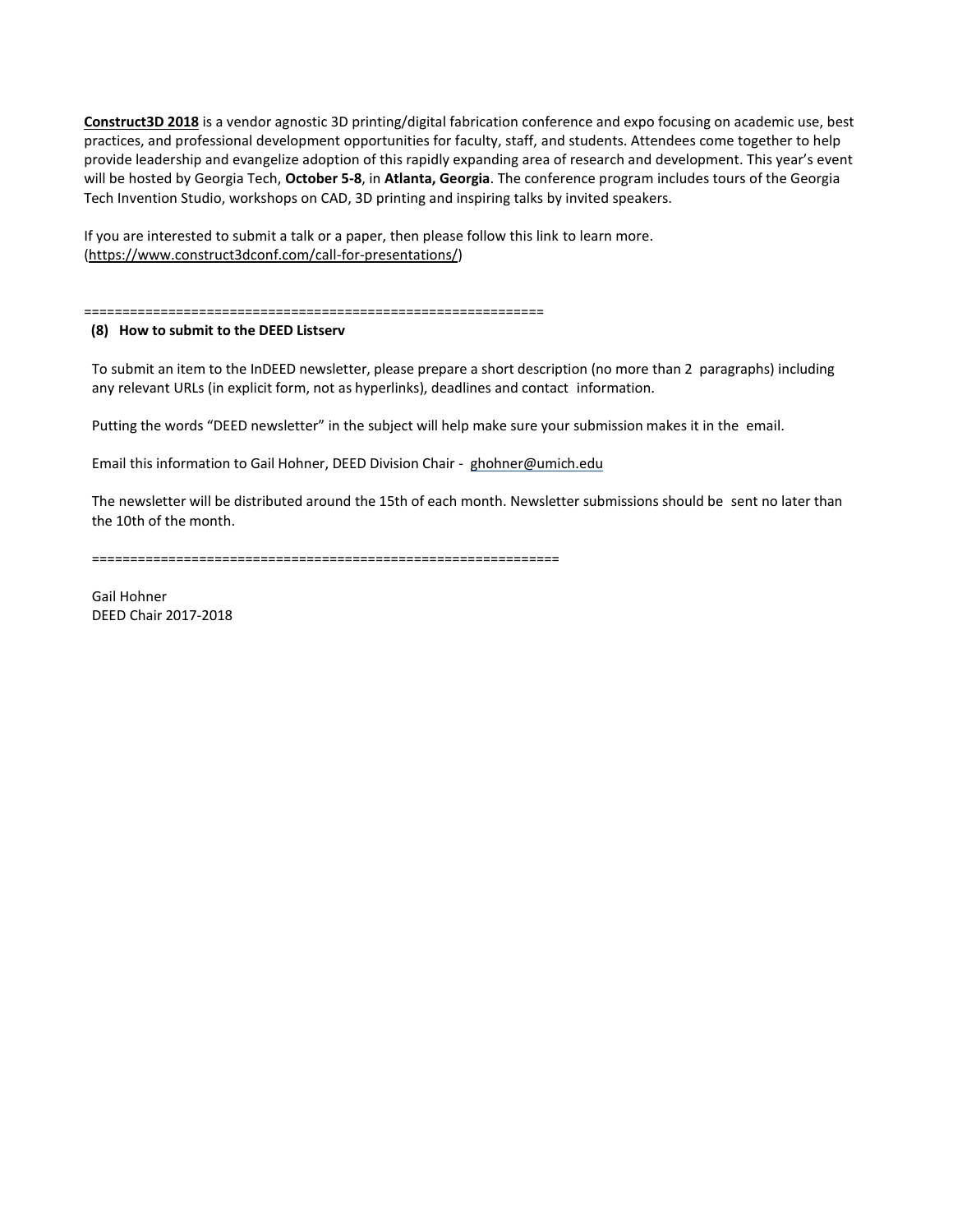**Construct3D 2018** is a vendor agnostic 3D printing/digital fabrication conference and expo focusing on academic use, best practices, and professional development opportunities for faculty, staff, and students. Attendees come together to help provide leadership and evangelize adoption of this rapidly expanding area of research and development. This year's event will be hosted by Georgia Tech, **October 5-8**, in **Atlanta, Georgia**. The conference program includes tours of the Georgia Tech Invention Studio, workshops on CAD, 3D printing and inspiring talks by invited speakers.

If you are interested to submit a talk or a paper, then please follow this link to learn more. (https://www.construct3dconf.com/call-for-presentations/)

============================================================

**(8) How to submit to the DEED Listserv**

To submit an item to the InDEED newsletter, please prepare a short description (no more than 2 paragraphs) including any relevant URLs (in explicit form, not as hyperlinks), deadlines and contact information.

Putting the words "DEED newsletter" in the subject will help make sure your submission makes it in the email.

Email this information to Gail Hohner, DEED Division Chair - ghohner@umich.edu

The newsletter will be distributed around the 15th of each month. Newsletter submissions should be sent no later than the 10th of the month.

============================================================

Gail Hohner
DEED Chair 2017-2018